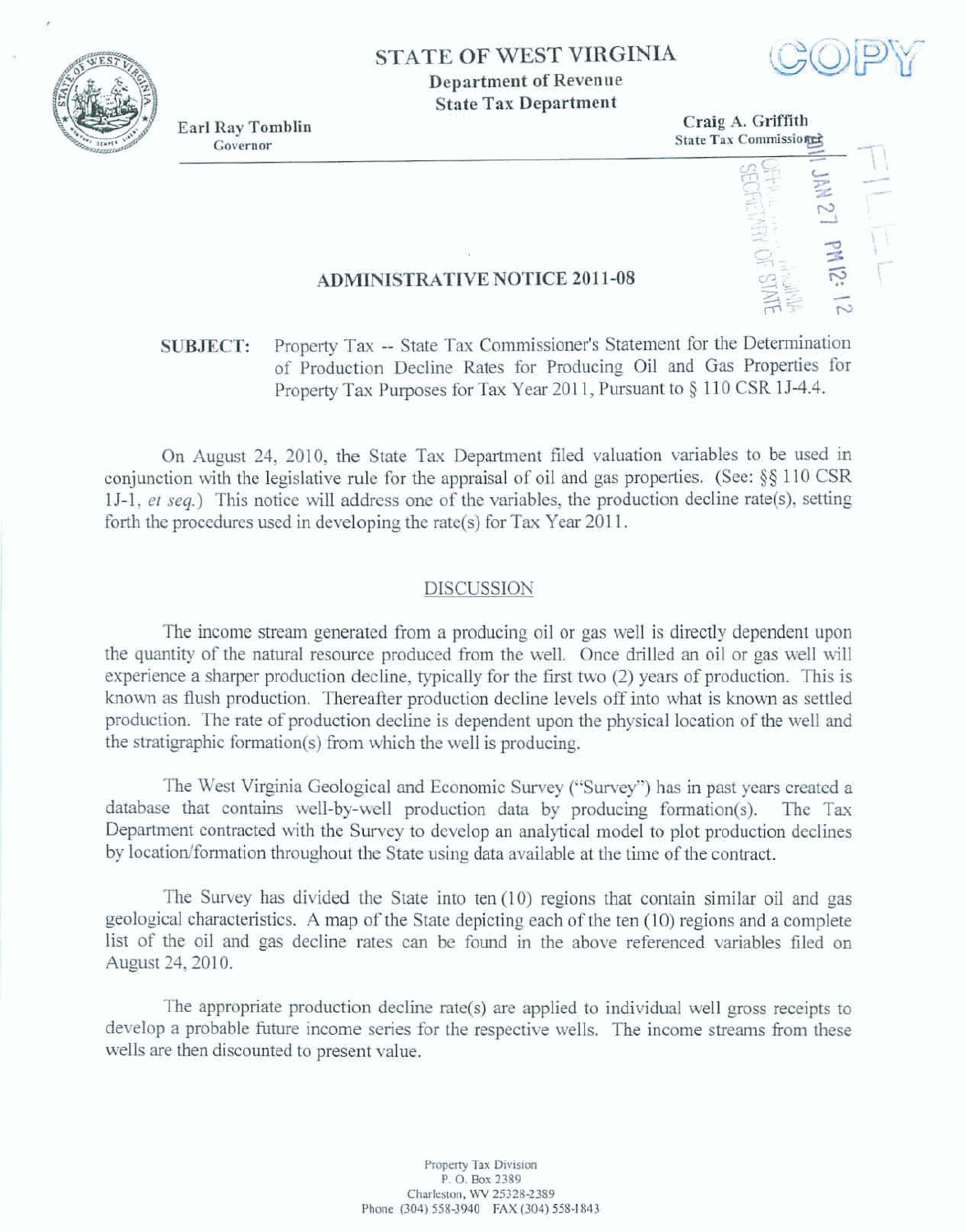# STATE OF WEST VIRGINIA

**Department of Revenue**
**State Tax Department**

COPY

**Earl Ray Tomblin**
Governor

**Craig A. Griffith**
State Tax Commissioner

FILED

2011 JAN 27 PM 12: 12

OFFICE OF WEST VIRGINIA SECRETARY OF STATE

## ADMINISTRATIVE NOTICE 2011-08

**SUBJECT:** Property Tax -- State Tax Commissioner's Statement for the Determination of Production Decline Rates for Producing Oil and Gas Properties for Property Tax Purposes for Tax Year 2011, Pursuant to § 110 CSR 1J-4.4.

On August 24, 2010, the State Tax Department filed valuation variables to be used in conjunction with the legislative rule for the appraisal of oil and gas properties. (See: §§ 110 CSR 1J-1, *et seq.*) This notice will address one of the variables, the production decline rate(s), setting forth the procedures used in developing the rate(s) for Tax Year 2011.

### DISCUSSION

The income stream generated from a producing oil or gas well is directly dependent upon the quantity of the natural resource produced from the well. Once drilled an oil or gas well will experience a sharper production decline, typically for the first two (2) years of production. This is known as flush production. Thereafter production decline levels off into what is known as settled production. The rate of production decline is dependent upon the physical location of the well and the stratigraphic formation(s) from which the well is producing.

The West Virginia Geological and Economic Survey ("Survey") has in past years created a database that contains well-by-well production data by producing formation(s). The Tax Department contracted with the Survey to develop an analytical model to plot production declines by location/formation throughout the State using data available at the time of the contract.

The Survey has divided the State into ten (10) regions that contain similar oil and gas geological characteristics. A map of the State depicting each of the ten (10) regions and a complete list of the oil and gas decline rates can be found in the above referenced variables filed on August 24, 2010.

The appropriate production decline rate(s) are applied to individual well gross receipts to develop a probable future income series for the respective wells. The income streams from these wells are then discounted to present value.

Property Tax Division
P. O. Box 2389
Charleston, WV 25328-2389
Phone (304) 558-3940 FAX (304) 558-1843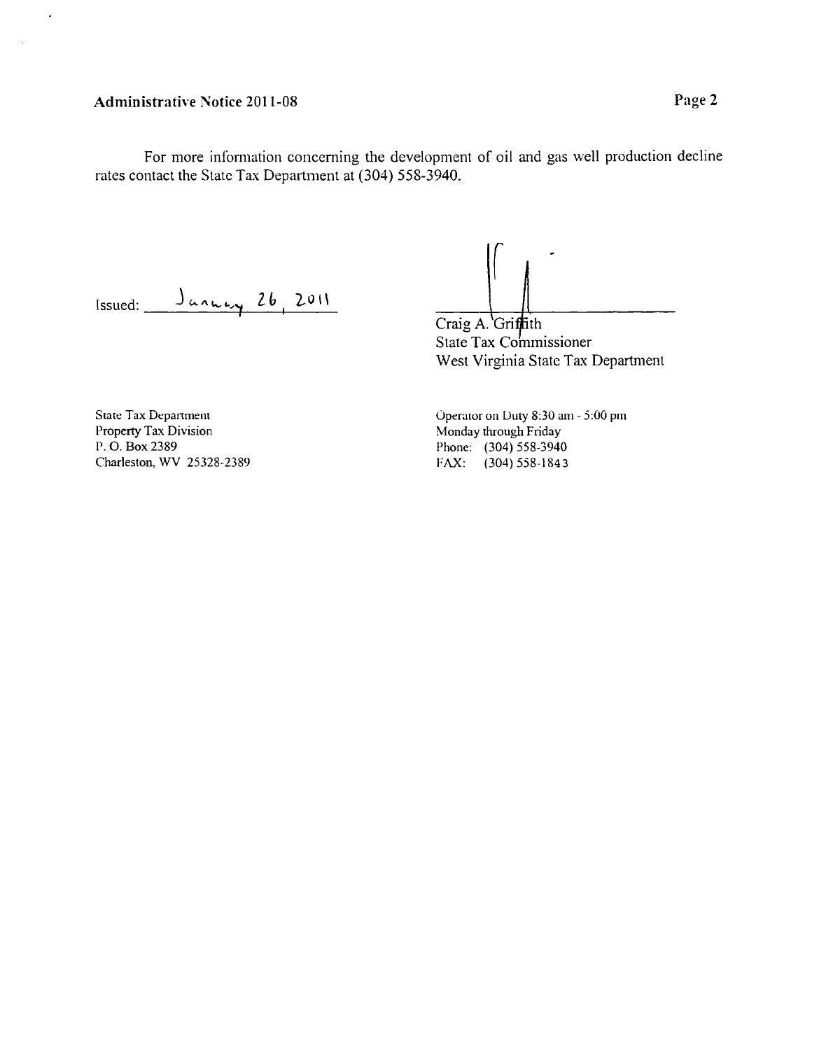For more information concerning the development of oil and gas well production decline rates contact the State Tax Department at (304) 558-3940.

Issued: January 26, 2011

Craig A. Griffith
State Tax Commissioner
West Virginia State Tax Department

State Tax Department
Property Tax Division
P. O. Box 2389
Charleston, WV 25328-2389

Operator on Duty 8:30 am - 5:00 pm
Monday through Friday
Phone: (304) 558-3940
FAX: (304) 558-1843